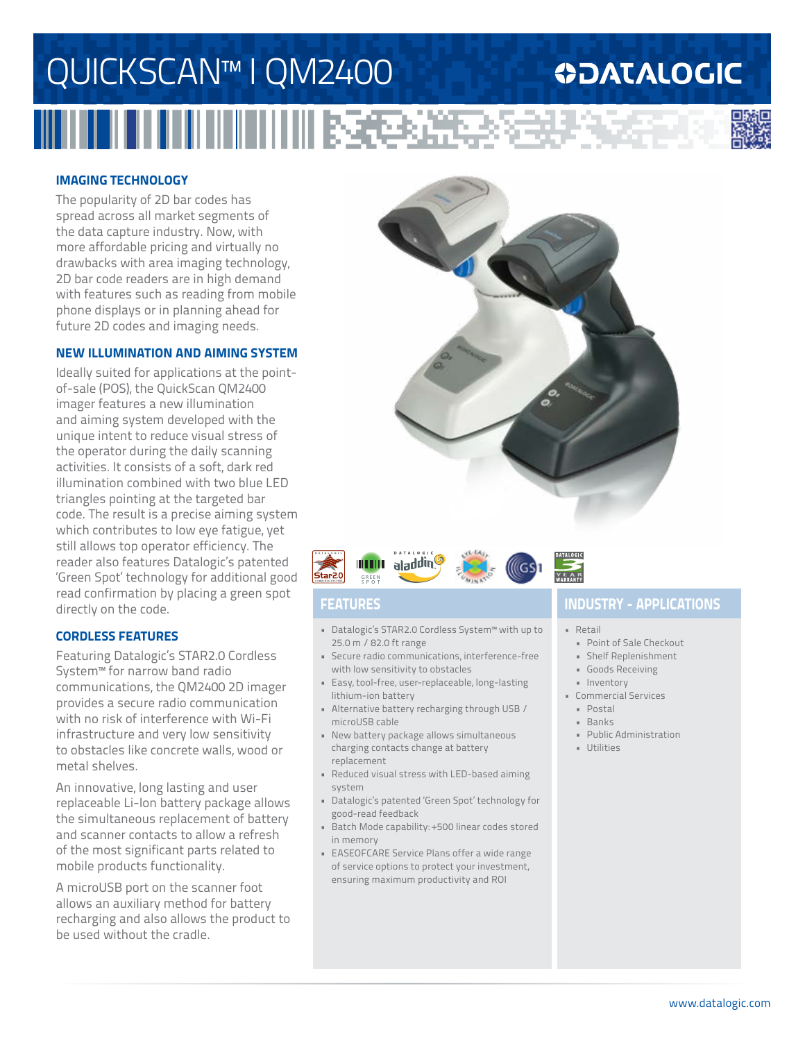# QUICKSCAN™ I QM2400

## IMAGING TECHNOLOGY

The popularity of 2D bar codes has spread across all market segments of the data capture industry. Now, with more affordable pricing and virtually no drawbacks with area imaging technology, 2D bar code readers are in high demand with features such as reading from mobile phone displays or in planning ahead for future 2D codes and imaging needs.

## NEW ILLUMINATION AND AIMING SYSTEM

Ideally suited for applications at the point-of-sale (POS), the QuickScan QM2400 imager features a new illumination and aiming system developed with the unique intent to reduce visual stress of the operator during the daily scanning activities. It consists of a soft, dark red illumination combined with two blue LED triangles pointing at the targeted bar code. The result is a precise aiming system which contributes to low eye fatigue, yet still allows top operator efficiency. The reader also features Datalogic's patented 'Green Spot' technology for additional good read confirmation by placing a green spot directly on the code.

## CORDLESS FEATURES

Featuring Datalogic's STAR2.0 Cordless System™ for narrow band radio communications, the QM2400 2D imager provides a secure radio communication with no risk of interference with Wi-Fi infrastructure and very low sensitivity to obstacles like concrete walls, wood or metal shelves.

An innovative, long lasting and user replaceable Li-Ion battery package allows the simultaneous replacement of battery and scanner contacts to allow a refresh of the most significant parts related to mobile products functionality.

A microUSB port on the scanner foot allows an auxiliary method for battery recharging and also allows the product to be used without the cradle.

## FEATURES

- Datalogic's STAR2.0 Cordless System™ with up to 25.0 m / 82.0 ft range
- Secure radio communications, interference-free with low sensitivity to obstacles
- Easy, tool-free, user-replaceable, long-lasting lithium-ion battery
- Alternative battery recharging through USB / microUSB cable
- New battery package allows simultaneous charging contacts change at battery replacement
- Reduced visual stress with LED-based aiming system
- Datalogic's patented 'Green Spot' technology for good-read feedback
- Batch Mode capability: +500 linear codes stored in memory
- EASEOFCARE Service Plans offer a wide range of service options to protect your investment, ensuring maximum productivity and ROI

## INDUSTRY - APPLICATIONS

- Retail
  - Point of Sale Checkout
  - Shelf Replenishment
  - Goods Receiving
  - Inventory
- Commercial Services
  - Postal
  - Banks
  - Public Administration
  - Utilities

www.datalogic.com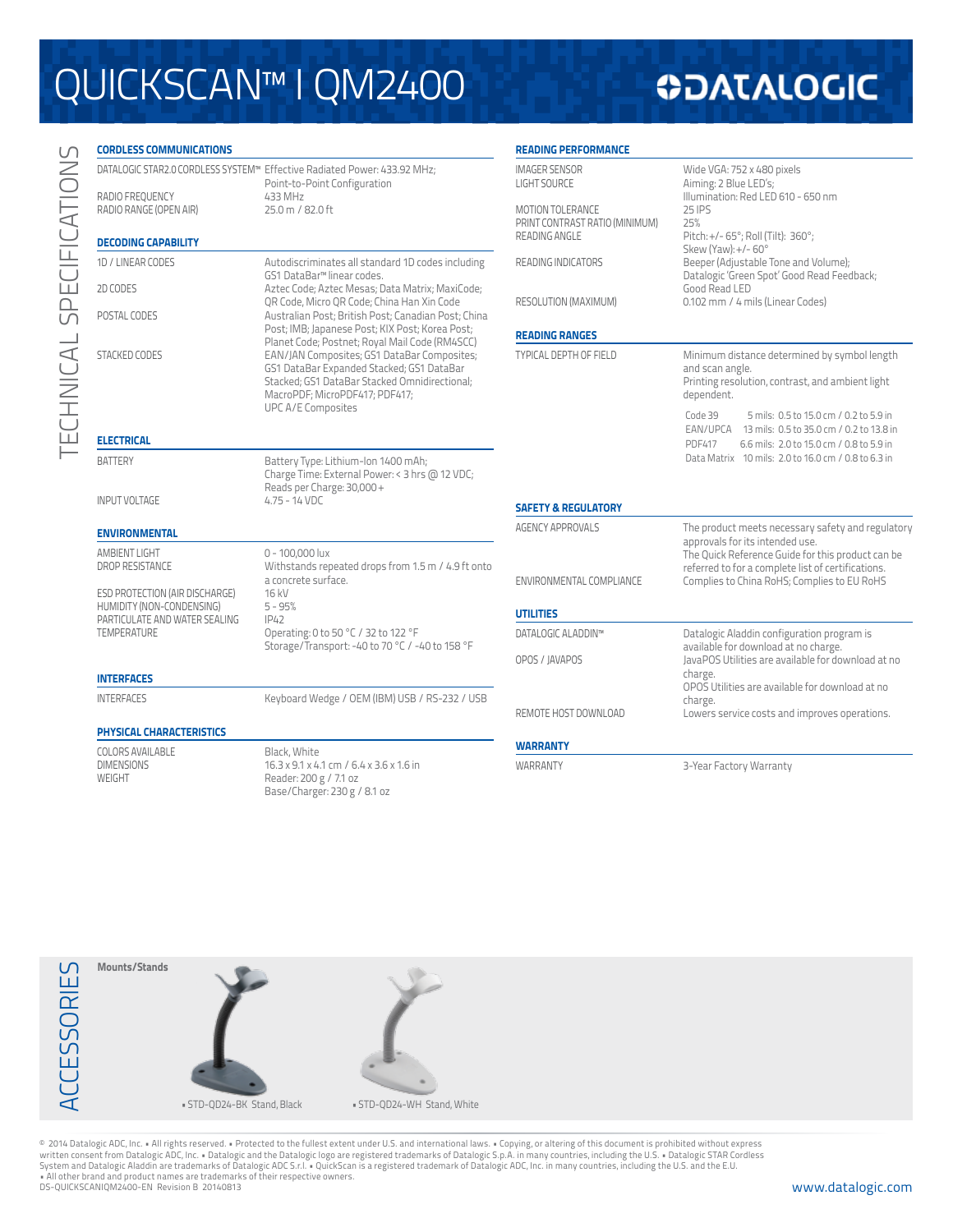# QUICKSCAN™ I QM2400

## TECHNICAL SPECIFICATIONS

### CORDLESS COMMUNICATIONS

| | |
|---|---|
| DATALOGIC STAR2.0 CORDLESS SYSTEM™ | Effective Radiated Power: 433.92 MHz; Point-to-Point Configuration |
| RADIO FREQUENCY | 433 MHz |
| RADIO RANGE (OPEN AIR) | 25.0 m / 82.0 ft |

### DECODING CAPABILITY

| | |
|---|---|
| 1D / LINEAR CODES | Autodiscriminates all standard 1D codes including GS1 DataBar™ linear codes. |
| 2D CODES | Aztec Code; Aztec Mesas; Data Matrix; MaxiCode; QR Code, Micro QR Code; China Han Xin Code |
| POSTAL CODES | Australian Post; British Post; Canadian Post; China Post; IMB; Japanese Post; KIX Post; Korea Post; Planet Code; Postnet; Royal Mail Code (RM4SCC) |
| STACKED CODES | EAN/JAN Composites; GS1 DataBar Composites; GS1 DataBar Expanded Stacked; GS1 DataBar Stacked; GS1 DataBar Stacked Omnidirectional; MacroPDF; MicroPDF417; PDF417; UPC A/E Composites |

### ELECTRICAL

| | |
|---|---|
| BATTERY | Battery Type: Lithium-Ion 1400 mAh; Charge Time: External Power: < 3 hrs @ 12 VDC; Reads per Charge: 30,000 + |
| INPUT VOLTAGE | 4.75 - 14 VDC |

### ENVIRONMENTAL

| | |
|---|---|
| AMBIENT LIGHT | 0 - 100,000 lux |
| DROP RESISTANCE | Withstands repeated drops from 1.5 m / 4.9 ft onto a concrete surface. |
| ESD PROTECTION (AIR DISCHARGE) | 16 kV |
| HUMIDITY (NON-CONDENSING) | 5 - 95% |
| PARTICULATE AND WATER SEALING | IP42 |
| TEMPERATURE | Operating: 0 to 50 °C / 32 to 122 °F; Storage/Transport: -40 to 70 °C / -40 to 158 °F |

### INTERFACES

| | |
|---|---|
| INTERFACES | Keyboard Wedge / OEM (IBM) USB / RS-232 / USB |

### PHYSICAL CHARACTERISTICS

| | |
|---|---|
| COLORS AVAILABLE | Black, White |
| DIMENSIONS | 16.3 x 9.1 x 4.1 cm / 6.4 x 3.6 x 1.6 in |
| WEIGHT | Reader: 200 g / 7.1 oz; Base/Charger: 230 g / 8.1 oz |

### READING PERFORMANCE

| | |
|---|---|
| IMAGER SENSOR | Wide VGA: 752 x 480 pixels |
| LIGHT SOURCE | Aiming: 2 Blue LED's; Illumination: Red LED 610 - 650 nm |
| MOTION TOLERANCE | 25 IPS |
| PRINT CONTRAST RATIO (MINIMUM) | 25% |
| READING ANGLE | Pitch: +/- 65°; Roll (Tilt): 360°; Skew (Yaw): +/- 60° |
| READING INDICATORS | Beeper (Adjustable Tone and Volume); Datalogic 'Green Spot' Good Read Feedback; Good Read LED |
| RESOLUTION (MAXIMUM) | 0.102 mm / 4 mils (Linear Codes) |

### READING RANGES

TYPICAL DEPTH OF FIELD

Minimum distance determined by symbol length and scan angle.
Printing resolution, contrast, and ambient light dependent.

| | |
|---|---|
| Code 39 | 5 mils: 0.5 to 15.0 cm / 0.2 to 5.9 in |
| EAN/UPCA | 13 mils: 0.5 to 35.0 cm / 0.2 to 13.8 in |
| PDF417 | 6.6 mils: 2.0 to 15.0 cm / 0.8 to 5.9 in |
| Data Matrix | 10 mils: 2.0 to 16.0 cm / 0.8 to 6.3 in |

### SAFETY & REGULATORY

| | |
|---|---|
| AGENCY APPROVALS | The product meets necessary safety and regulatory approvals for its intended use. The Quick Reference Guide for this product can be referred to for a complete list of certifications. |
| ENVIRONMENTAL COMPLIANCE | Complies to China RoHS; Complies to EU RoHS |

### UTILITIES

| | |
|---|---|
| DATALOGIC ALADDIN™ | Datalogic Aladdin configuration program is available for download at no charge. |
| OPOS / JAVAPOS | JavaPOS Utilities are available for download at no charge. OPOS Utilities are available for download at no charge. |
| REMOTE HOST DOWNLOAD | Lowers service costs and improves operations. |

### WARRANTY

| | |
|---|---|
| WARRANTY | 3-Year Factory Warranty |

## ACCESSORIES

**Mounts/Stands**

- STD-QD24-BK Stand, Black
- STD-QD24-WH Stand, White

© 2014 Datalogic ADC, Inc. • All rights reserved. • Protected to the fullest extent under U.S. and international laws. • Copying, or altering of this document is prohibited without express written consent from Datalogic ADC, Inc. • Datalogic and the Datalogic logo are registered trademarks of Datalogic S.p.A. in many countries, including the U.S. • Datalogic STAR Cordless System and Datalogic Aladdin are trademarks of Datalogic ADC S.r.l. • QuickScan is a registered trademark of Datalogic ADC, Inc. in many countries, including the U.S. and the E.U. • All other brand and product names are trademarks of their respective owners.
DS-QUICKSCANIQM2400-EN Revision B 20140813

www.datalogic.com